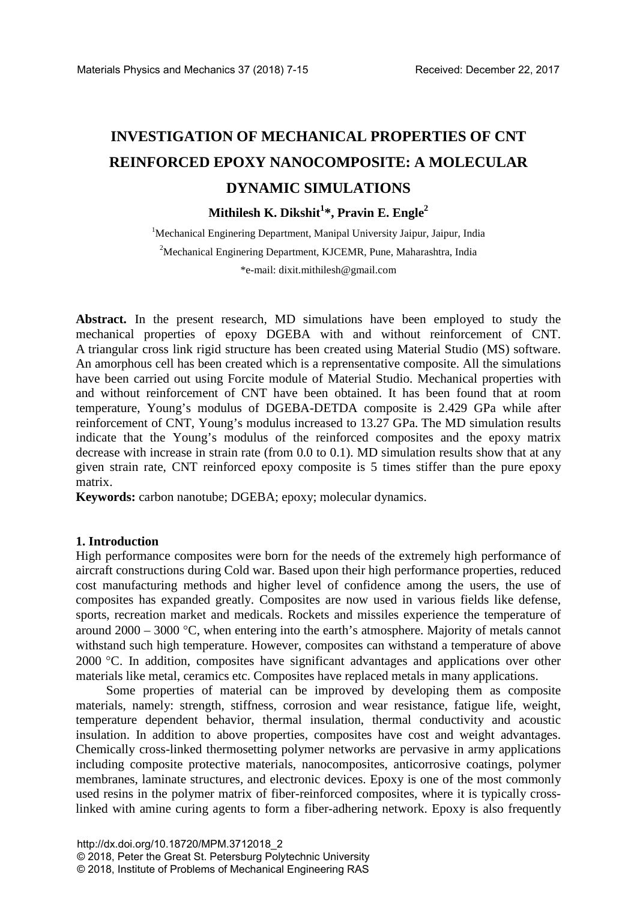# INVESTIGATION OF MECHANICAL PROPERTIES OF CNT REINFORCED EPOXY NANOCOMPOSITE: A MOLECULAR DYNAMIC SIMULATIONS

**Mithilesh K. Dikshit[1]*, Pravin E. Engle[2]**

[1]Mechanical Enginering Department, Manipal University Jaipur, Jaipur, India

[2]Mechanical Enginering Department, KJCEMR, Pune, Maharashtra, India

*e-mail: dixit.mithilesh@gmail.com

**Abstract.** In the present research, MD simulations have been employed to study the mechanical properties of epoxy DGEBA with and without reinforcement of CNT. A triangular cross link rigid structure has been created using Material Studio (MS) software. An amorphous cell has been created which is a represnentative composite. All the simulations have been carried out using Forcite module of Material Studio. Mechanical properties with and without reinforcement of CNT have been obtained. It has been found that at room temperature, Young's modulus of DGEBA-DETDA composite is 2.429 GPa while after reinforcement of CNT, Young's modulus increased to 13.27 GPa. The MD simulation results indicate that the Young's modulus of the reinforced composites and the epoxy matrix decrease with increase in strain rate (from 0.0 to 0.1). MD simulation results show that at any given strain rate, CNT reinforced epoxy composite is 5 times stiffer than the pure epoxy matrix.

**Keywords:** carbon nanotube; DGEBA; epoxy; molecular dynamics.

## 1. Introduction

High performance composites were born for the needs of the extremely high performance of aircraft constructions during Cold war. Based upon their high performance properties, reduced cost manufacturing methods and higher level of confidence among the users, the use of composites has expanded greatly. Composites are now used in various fields like defense, sports, recreation market and medicals. Rockets and missiles experience the temperature of around 2000 – 3000 °C, when entering into the earth's atmosphere. Majority of metals cannot withstand such high temperature. However, composites can withstand a temperature of above 2000 °C. In addition, composites have significant advantages and applications over other materials like metal, ceramics etc. Composites have replaced metals in many applications.

Some properties of material can be improved by developing them as composite materials, namely: strength, stiffness, corrosion and wear resistance, fatigue life, weight, temperature dependent behavior, thermal insulation, thermal conductivity and acoustic insulation. In addition to above properties, composites have cost and weight advantages. Chemically cross-linked thermosetting polymer networks are pervasive in army applications including composite protective materials, nanocomposites, anticorrosive coatings, polymer membranes, laminate structures, and electronic devices. Epoxy is one of the most commonly used resins in the polymer matrix of fiber-reinforced composites, where it is typically cross-linked with amine curing agents to form a fiber-adhering network. Epoxy is also frequently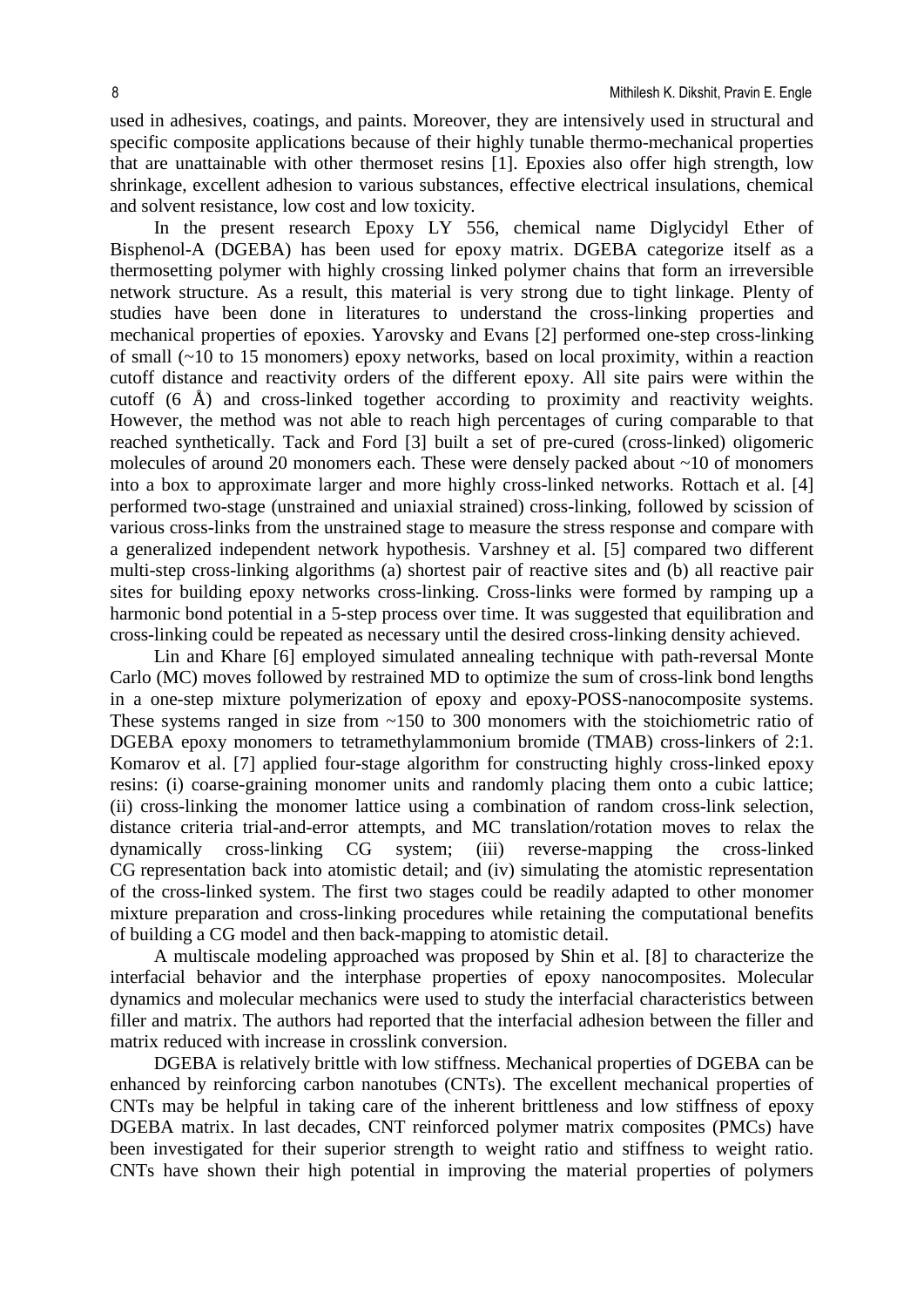used in adhesives, coatings, and paints. Moreover, they are intensively used in structural and specific composite applications because of their highly tunable thermo-mechanical properties that are unattainable with other thermoset resins [1]. Epoxies also offer high strength, low shrinkage, excellent adhesion to various substances, effective electrical insulations, chemical and solvent resistance, low cost and low toxicity.

In the present research Epoxy LY 556, chemical name Diglycidyl Ether of Bisphenol-A (DGEBA) has been used for epoxy matrix. DGEBA categorize itself as a thermosetting polymer with highly crossing linked polymer chains that form an irreversible network structure. As a result, this material is very strong due to tight linkage. Plenty of studies have been done in literatures to understand the cross-linking properties and mechanical properties of epoxies. Yarovsky and Evans [2] performed one-step cross-linking of small (~10 to 15 monomers) epoxy networks, based on local proximity, within a reaction cutoff distance and reactivity orders of the different epoxy. All site pairs were within the cutoff (6 Å) and cross-linked together according to proximity and reactivity weights. However, the method was not able to reach high percentages of curing comparable to that reached synthetically. Tack and Ford [3] built a set of pre-cured (cross-linked) oligomeric molecules of around 20 monomers each. These were densely packed about ~10 of monomers into a box to approximate larger and more highly cross-linked networks. Rottach et al. [4] performed two-stage (unstrained and uniaxial strained) cross-linking, followed by scission of various cross-links from the unstrained stage to measure the stress response and compare with a generalized independent network hypothesis. Varshney et al. [5] compared two different multi-step cross-linking algorithms (a) shortest pair of reactive sites and (b) all reactive pair sites for building epoxy networks cross-linking. Cross-links were formed by ramping up a harmonic bond potential in a 5-step process over time. It was suggested that equilibration and cross-linking could be repeated as necessary until the desired cross-linking density achieved.

Lin and Khare [6] employed simulated annealing technique with path-reversal Monte Carlo (MC) moves followed by restrained MD to optimize the sum of cross-link bond lengths in a one-step mixture polymerization of epoxy and epoxy-POSS-nanocomposite systems. These systems ranged in size from ~150 to 300 monomers with the stoichiometric ratio of DGEBA epoxy monomers to tetramethylammonium bromide (TMAB) cross-linkers of 2:1. Komarov et al. [7] applied four-stage algorithm for constructing highly cross-linked epoxy resins: (i) coarse-graining monomer units and randomly placing them onto a cubic lattice; (ii) cross-linking the monomer lattice using a combination of random cross-link selection, distance criteria trial-and-error attempts, and MC translation/rotation moves to relax the dynamically cross-linking CG system; (iii) reverse-mapping the cross-linked CG representation back into atomistic detail; and (iv) simulating the atomistic representation of the cross-linked system. The first two stages could be readily adapted to other monomer mixture preparation and cross-linking procedures while retaining the computational benefits of building a CG model and then back-mapping to atomistic detail.

A multiscale modeling approached was proposed by Shin et al. [8] to characterize the interfacial behavior and the interphase properties of epoxy nanocomposites. Molecular dynamics and molecular mechanics were used to study the interfacial characteristics between filler and matrix. The authors had reported that the interfacial adhesion between the filler and matrix reduced with increase in crosslink conversion.

DGEBA is relatively brittle with low stiffness. Mechanical properties of DGEBA can be enhanced by reinforcing carbon nanotubes (CNTs). The excellent mechanical properties of CNTs may be helpful in taking care of the inherent brittleness and low stiffness of epoxy DGEBA matrix. In last decades, CNT reinforced polymer matrix composites (PMCs) have been investigated for their superior strength to weight ratio and stiffness to weight ratio. CNTs have shown their high potential in improving the material properties of polymers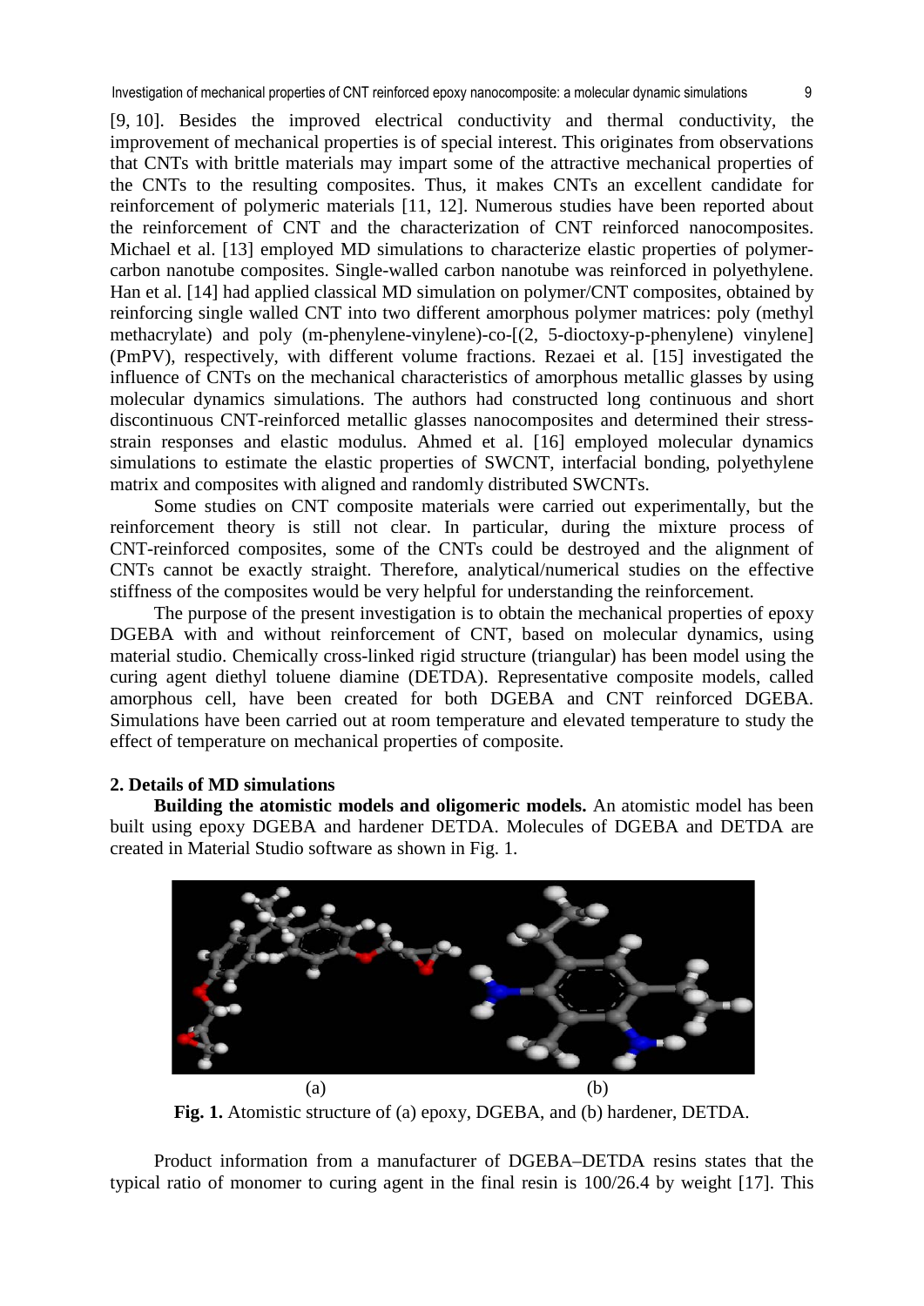[9, 10]. Besides the improved electrical conductivity and thermal conductivity, the improvement of mechanical properties is of special interest. This originates from observations that CNTs with brittle materials may impart some of the attractive mechanical properties of the CNTs to the resulting composites. Thus, it makes CNTs an excellent candidate for reinforcement of polymeric materials [11, 12]. Numerous studies have been reported about the reinforcement of CNT and the characterization of CNT reinforced nanocomposites. Michael et al. [13] employed MD simulations to characterize elastic properties of polymer-carbon nanotube composites. Single-walled carbon nanotube was reinforced in polyethylene. Han et al. [14] had applied classical MD simulation on polymer/CNT composites, obtained by reinforcing single walled CNT into two different amorphous polymer matrices: poly (methyl methacrylate) and poly (m-phenylene-vinylene)-co-[(2, 5-dioctoxy-p-phenylene) vinylene] (PmPV), respectively, with different volume fractions. Rezaei et al. [15] investigated the influence of CNTs on the mechanical characteristics of amorphous metallic glasses by using molecular dynamics simulations. The authors had constructed long continuous and short discontinuous CNT-reinforced metallic glasses nanocomposites and determined their stress-strain responses and elastic modulus. Ahmed et al. [16] employed molecular dynamics simulations to estimate the elastic properties of SWCNT, interfacial bonding, polyethylene matrix and composites with aligned and randomly distributed SWCNTs.

Some studies on CNT composite materials were carried out experimentally, but the reinforcement theory is still not clear. In particular, during the mixture process of CNT-reinforced composites, some of the CNTs could be destroyed and the alignment of CNTs cannot be exactly straight. Therefore, analytical/numerical studies on the effective stiffness of the composites would be very helpful for understanding the reinforcement.

The purpose of the present investigation is to obtain the mechanical properties of epoxy DGEBA with and without reinforcement of CNT, based on molecular dynamics, using material studio. Chemically cross-linked rigid structure (triangular) has been model using the curing agent diethyl toluene diamine (DETDA). Representative composite models, called amorphous cell, have been created for both DGEBA and CNT reinforced DGEBA. Simulations have been carried out at room temperature and elevated temperature to study the effect of temperature on mechanical properties of composite.

## 2. Details of MD simulations

**Building the atomistic models and oligomeric models.** An atomistic model has been built using epoxy DGEBA and hardener DETDA. Molecules of DGEBA and DETDA are created in Material Studio software as shown in Fig. 1.

(a) (b)

**Fig. 1.** Atomistic structure of (a) epoxy, DGEBA, and (b) hardener, DETDA.

Product information from a manufacturer of DGEBA–DETDA resins states that the typical ratio of monomer to curing agent in the final resin is 100/26.4 by weight [17]. This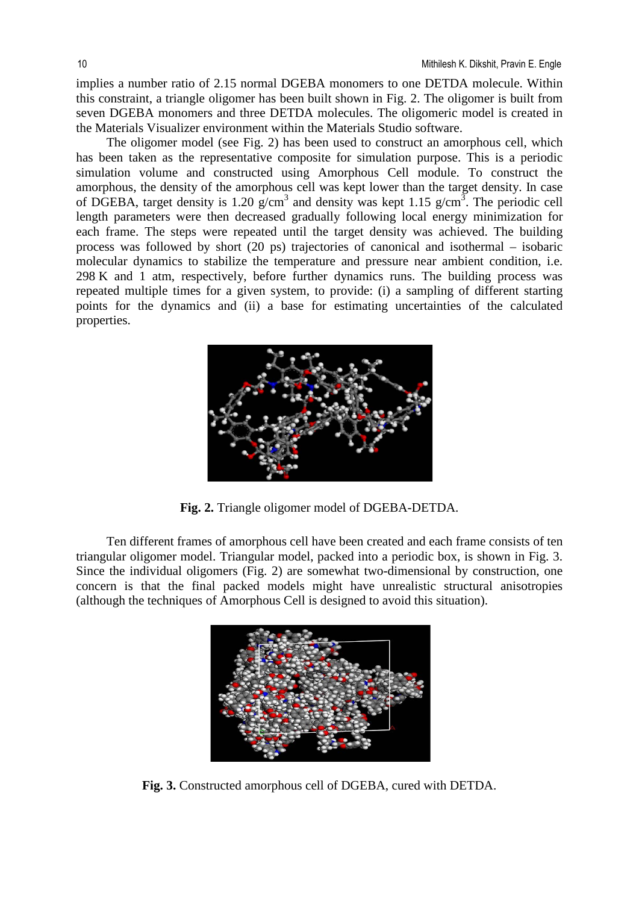implies a number ratio of 2.15 normal DGEBA monomers to one DETDA molecule. Within this constraint, a triangle oligomer has been built shown in Fig. 2. The oligomer is built from seven DGEBA monomers and three DETDA molecules. The oligomeric model is created in the Materials Visualizer environment within the Materials Studio software.

The oligomer model (see Fig. 2) has been used to construct an amorphous cell, which has been taken as the representative composite for simulation purpose. This is a periodic simulation volume and constructed using Amorphous Cell module. To construct the amorphous, the density of the amorphous cell was kept lower than the target density. In case of DGEBA, target density is 1.20 g/cm$^3$ and density was kept 1.15 g/cm$^3$. The periodic cell length parameters were then decreased gradually following local energy minimization for each frame. The steps were repeated until the target density was achieved. The building process was followed by short (20 ps) trajectories of canonical and isothermal – isobaric molecular dynamics to stabilize the temperature and pressure near ambient condition, i.e. 298 K and 1 atm, respectively, before further dynamics runs. The building process was repeated multiple times for a given system, to provide: (i) a sampling of different starting points for the dynamics and (ii) a base for estimating uncertainties of the calculated properties.

**Fig. 2.** Triangle oligomer model of DGEBA-DETDA.

Ten different frames of amorphous cell have been created and each frame consists of ten triangular oligomer model. Triangular model, packed into a periodic box, is shown in Fig. 3. Since the individual oligomers (Fig. 2) are somewhat two-dimensional by construction, one concern is that the final packed models might have unrealistic structural anisotropies (although the techniques of Amorphous Cell is designed to avoid this situation).

**Fig. 3.** Constructed amorphous cell of DGEBA, cured with DETDA.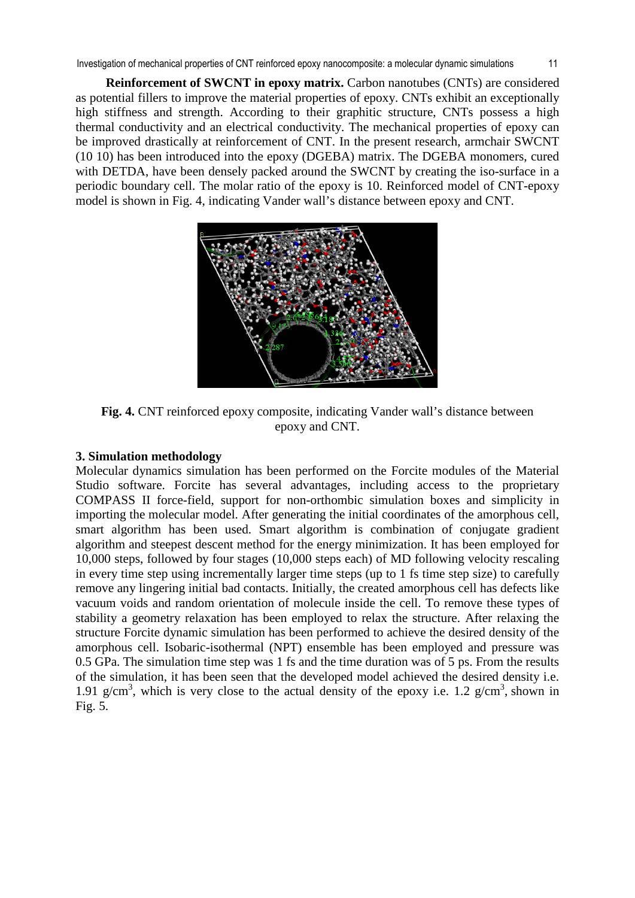**Reinforcement of SWCNT in epoxy matrix.** Carbon nanotubes (CNTs) are considered as potential fillers to improve the material properties of epoxy. CNTs exhibit an exceptionally high stiffness and strength. According to their graphitic structure, CNTs possess a high thermal conductivity and an electrical conductivity. The mechanical properties of epoxy can be improved drastically at reinforcement of CNT. In the present research, armchair SWCNT (10 10) has been introduced into the epoxy (DGEBA) matrix. The DGEBA monomers, cured with DETDA, have been densely packed around the SWCNT by creating the iso-surface in a periodic boundary cell. The molar ratio of the epoxy is 10. Reinforced model of CNT-epoxy model is shown in Fig. 4, indicating Vander wall's distance between epoxy and CNT.

**Fig. 4.** CNT reinforced epoxy composite, indicating Vander wall's distance between epoxy and CNT.

## 3. Simulation methodology

Molecular dynamics simulation has been performed on the Forcite modules of the Material Studio software. Forcite has several advantages, including access to the proprietary COMPASS II force-field, support for non-orthombic simulation boxes and simplicity in importing the molecular model. After generating the initial coordinates of the amorphous cell, smart algorithm has been used. Smart algorithm is combination of conjugate gradient algorithm and steepest descent method for the energy minimization. It has been employed for 10,000 steps, followed by four stages (10,000 steps each) of MD following velocity rescaling in every time step using incrementally larger time steps (up to 1 fs time step size) to carefully remove any lingering initial bad contacts. Initially, the created amorphous cell has defects like vacuum voids and random orientation of molecule inside the cell. To remove these types of stability a geometry relaxation has been employed to relax the structure. After relaxing the structure Forcite dynamic simulation has been performed to achieve the desired density of the amorphous cell. Isobaric-isothermal (NPT) ensemble has been employed and pressure was 0.5 GPa. The simulation time step was 1 fs and the time duration was of 5 ps. From the results of the simulation, it has been seen that the developed model achieved the desired density i.e. 1.91 g/cm$^3$, which is very close to the actual density of the epoxy i.e. 1.2 g/cm$^3$, shown in Fig. 5.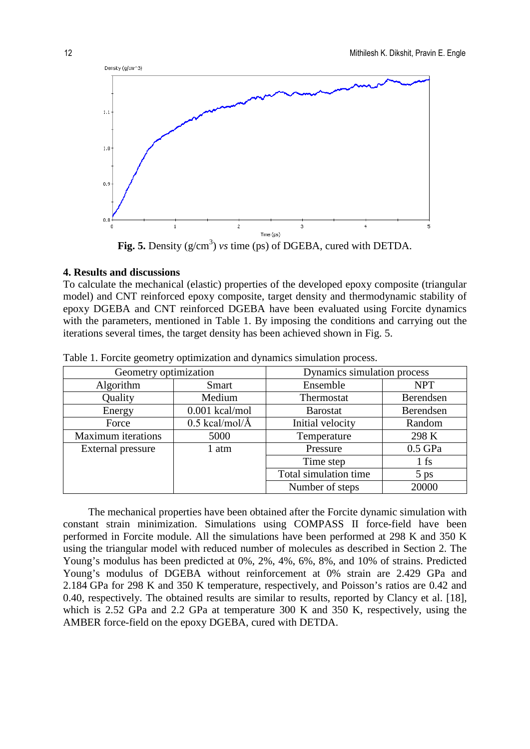**Fig. 5.** Density (g/cm$^3$) *vs* time (ps) of DGEBA, cured with DETDA.

## 4. Results and discussions

To calculate the mechanical (elastic) properties of the developed epoxy composite (triangular model) and CNT reinforced epoxy composite, target density and thermodynamic stability of epoxy DGEBA and CNT reinforced DGEBA have been evaluated using Forcite dynamics with the parameters, mentioned in Table 1. By imposing the conditions and carrying out the iterations several times, the target density has been achieved shown in Fig. 5.

Table 1. Forcite geometry optimization and dynamics simulation process.

| Geometry optimization | | Dynamics simulation process | |
|---|---|---|---|
| Algorithm | Smart | Ensemble | NPT |
| Quality | Medium | Thermostat | Berendsen |
| Energy | 0.001 kcal/mol | Barostat | Berendsen |
| Force | 0.5 kcal/mol/Å | Initial velocity | Random |
| Maximum iterations | 5000 | Temperature | 298 K |
| External pressure | 1 atm | Pressure | 0.5 GPa |
| | | Time step | 1 fs |
| | | Total simulation time | 5 ps |
| | | Number of steps | 20000 |

The mechanical properties have been obtained after the Forcite dynamic simulation with constant strain minimization. Simulations using COMPASS II force-field have been performed in Forcite module. All the simulations have been performed at 298 K and 350 K using the triangular model with reduced number of molecules as described in Section 2. The Young's modulus has been predicted at 0%, 2%, 4%, 6%, 8%, and 10% of strains. Predicted Young's modulus of DGEBA without reinforcement at 0% strain are 2.429 GPa and 2.184 GPa for 298 K and 350 K temperature, respectively, and Poisson's ratios are 0.42 and 0.40, respectively. The obtained results are similar to results, reported by Clancy et al. [18], which is 2.52 GPa and 2.2 GPa at temperature 300 K and 350 K, respectively, using the AMBER force-field on the epoxy DGEBA, cured with DETDA.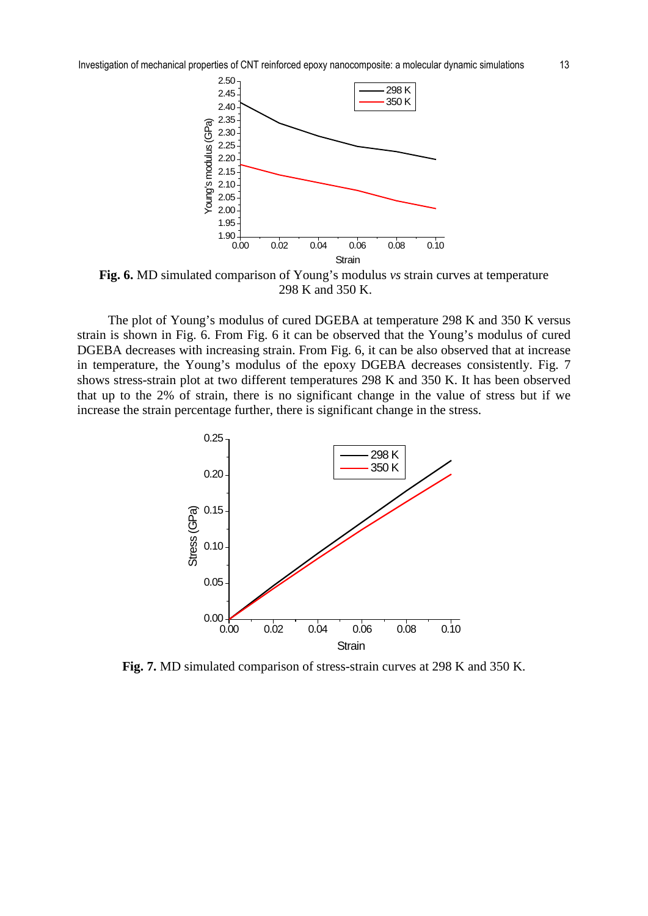**Fig. 6.** MD simulated comparison of Young's modulus *vs* strain curves at temperature 298 K and 350 K.

The plot of Young's modulus of cured DGEBA at temperature 298 K and 350 K versus strain is shown in Fig. 6. From Fig. 6 it can be observed that the Young's modulus of cured DGEBA decreases with increasing strain. From Fig. 6, it can be also observed that at increase in temperature, the Young's modulus of the epoxy DGEBA decreases consistently. Fig. 7 shows stress-strain plot at two different temperatures 298 K and 350 K. It has been observed that up to the 2% of strain, there is no significant change in the value of stress but if we increase the strain percentage further, there is significant change in the stress.

**Fig. 7.** MD simulated comparison of stress-strain curves at 298 K and 350 K.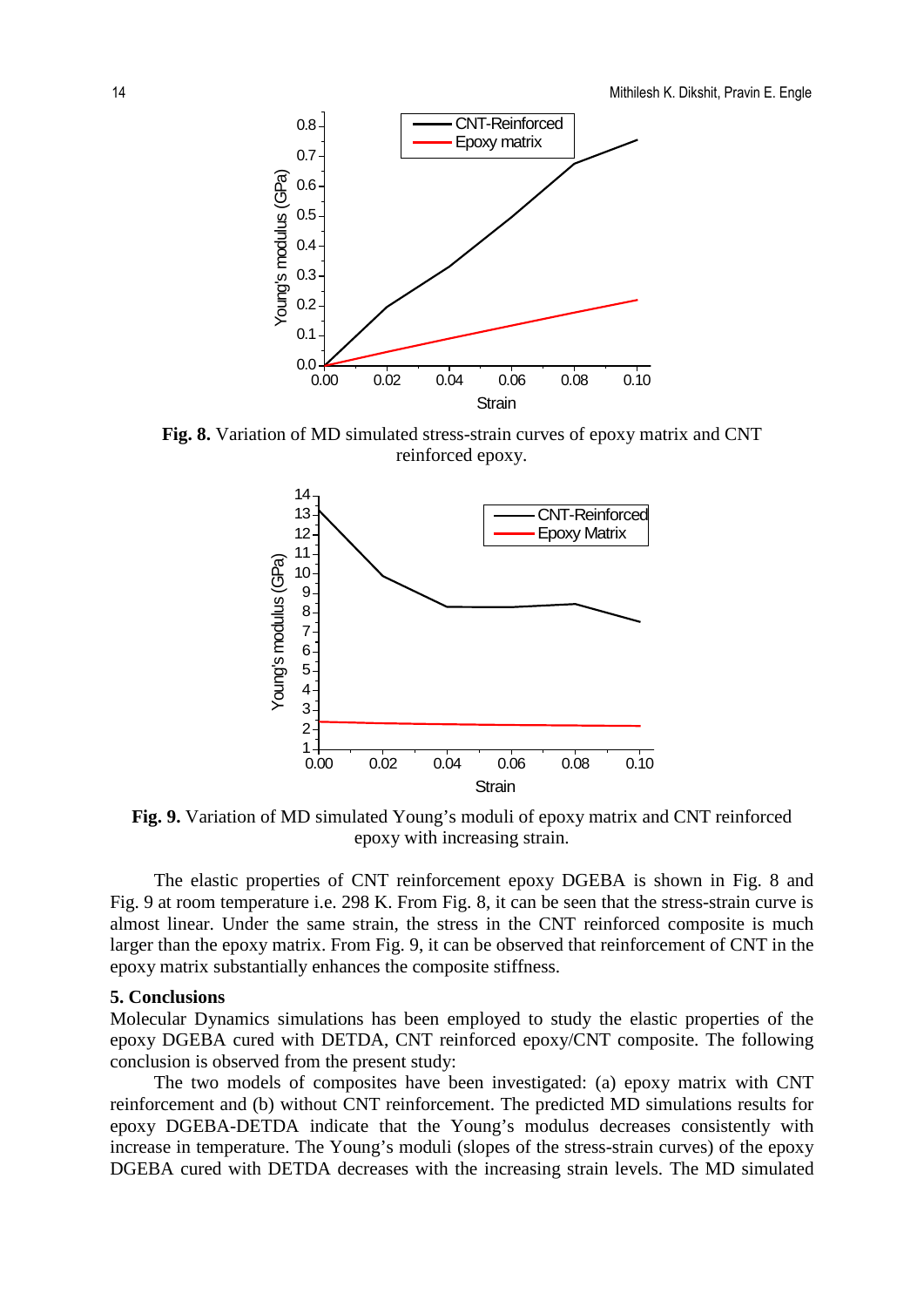**Fig. 8.** Variation of MD simulated stress-strain curves of epoxy matrix and CNT reinforced epoxy.

**Fig. 9.** Variation of MD simulated Young's moduli of epoxy matrix and CNT reinforced epoxy with increasing strain.

The elastic properties of CNT reinforcement epoxy DGEBA is shown in Fig. 8 and Fig. 9 at room temperature i.e. 298 K. From Fig. 8, it can be seen that the stress-strain curve is almost linear. Under the same strain, the stress in the CNT reinforced composite is much larger than the epoxy matrix. From Fig. 9, it can be observed that reinforcement of CNT in the epoxy matrix substantially enhances the composite stiffness.

## 5. Conclusions

Molecular Dynamics simulations has been employed to study the elastic properties of the epoxy DGEBA cured with DETDA, CNT reinforced epoxy/CNT composite. The following conclusion is observed from the present study:

The two models of composites have been investigated: (a) epoxy matrix with CNT reinforcement and (b) without CNT reinforcement. The predicted MD simulations results for epoxy DGEBA-DETDA indicate that the Young's modulus decreases consistently with increase in temperature. The Young's moduli (slopes of the stress-strain curves) of the epoxy DGEBA cured with DETDA decreases with the increasing strain levels. The MD simulated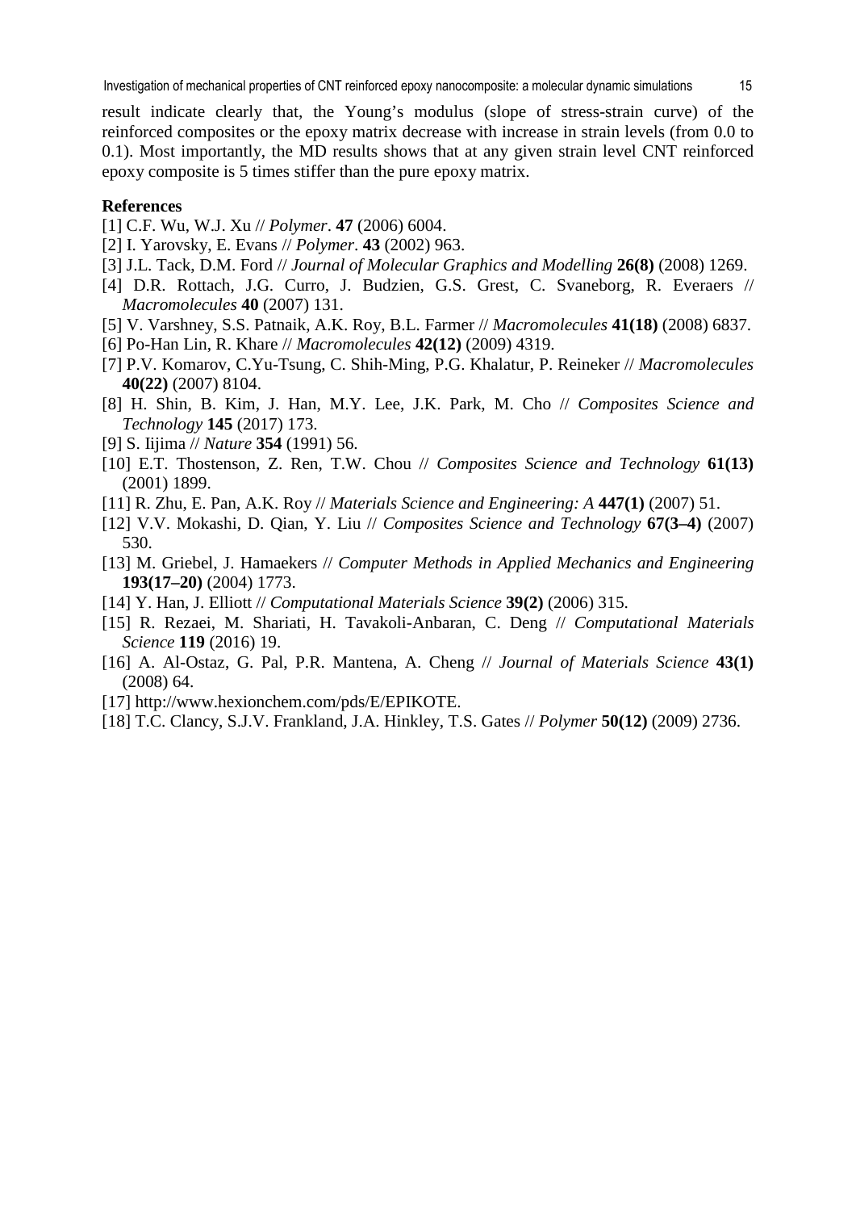result indicate clearly that, the Young's modulus (slope of stress-strain curve) of the reinforced composites or the epoxy matrix decrease with increase in strain levels (from 0.0 to 0.1). Most importantly, the MD results shows that at any given strain level CNT reinforced epoxy composite is 5 times stiffer than the pure epoxy matrix.

**References**

[1] C.F. Wu, W.J. Xu // *Polymer*. **47** (2006) 6004.

[2] I. Yarovsky, E. Evans // *Polymer*. **43** (2002) 963.

[3] J.L. Tack, D.M. Ford // *Journal of Molecular Graphics and Modelling* **26(8)** (2008) 1269.

[4] D.R. Rottach, J.G. Curro, J. Budzien, G.S. Grest, C. Svaneborg, R. Everaers // *Macromolecules* **40** (2007) 131.

[5] V. Varshney, S.S. Patnaik, A.K. Roy, B.L. Farmer // *Macromolecules* **41(18)** (2008) 6837.

[6] Po-Han Lin, R. Khare // *Macromolecules* **42(12)** (2009) 4319.

[7] P.V. Komarov, C.Yu-Tsung, C. Shih-Ming, P.G. Khalatur, P. Reineker // *Macromolecules* **40(22)** (2007) 8104.

[8] H. Shin, B. Kim, J. Han, M.Y. Lee, J.K. Park, M. Cho // *Composites Science and Technology* **145** (2017) 173.

[9] S. Iijima // *Nature* **354** (1991) 56.

[10] E.T. Thostenson, Z. Ren, T.W. Chou // *Composites Science and Technology* **61(13)** (2001) 1899.

[11] R. Zhu, E. Pan, A.K. Roy // *Materials Science and Engineering: A* **447(1)** (2007) 51.

[12] V.V. Mokashi, D. Qian, Y. Liu // *Composites Science and Technology* **67(3–4)** (2007) 530.

[13] M. Griebel, J. Hamaekers // *Computer Methods in Applied Mechanics and Engineering* **193(17–20)** (2004) 1773.

[14] Y. Han, J. Elliott // *Computational Materials Science* **39(2)** (2006) 315.

[15] R. Rezaei, M. Shariati, H. Tavakoli-Anbaran, C. Deng // *Computational Materials Science* **119** (2016) 19.

[16] A. Al-Ostaz, G. Pal, P.R. Mantena, A. Cheng // *Journal of Materials Science* **43(1)** (2008) 64.

[17] http://www.hexionchem.com/pds/E/EPIKOTE.

[18] T.C. Clancy, S.J.V. Frankland, J.A. Hinkley, T.S. Gates // *Polymer* **50(12)** (2009) 2736.